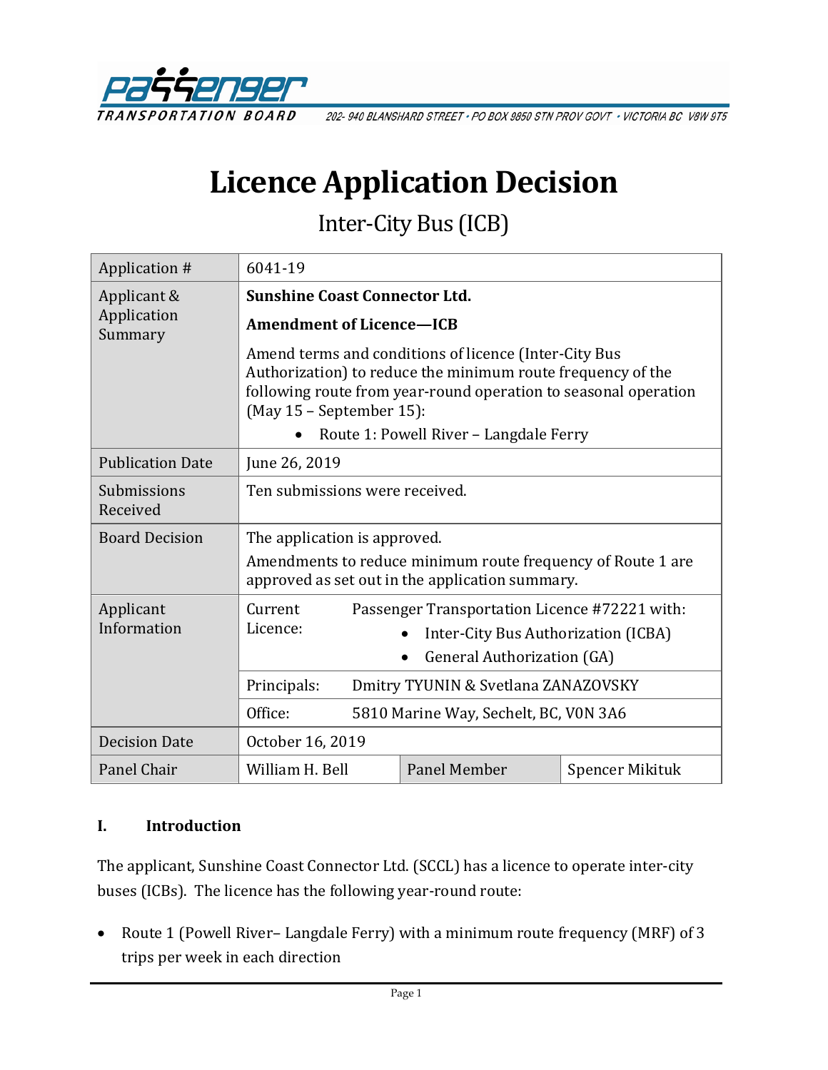PASSENGER TRANSPORTATION BOARD

202- 940 BLANSHARD STREET • PO BOX 9850 STN PROV GOVT • VICTORIA BC V8W 9T5

# Licence Application Decision

## Inter-City Bus (ICB)

| | | | |
|---|---|---|---|
| Application # | 6041-19 | | |
| Applicant & Application Summary | **Sunshine Coast Connector Ltd.**<br><br>**Amendment of Licence—ICB**<br><br>Amend terms and conditions of licence (Inter-City Bus Authorization) to reduce the minimum route frequency of the following route from year-round operation to seasonal operation (May 15 – September 15):<br>• Route 1: Powell River – Langdale Ferry | | |
| Publication Date | June 26, 2019 | | |
| Submissions Received | Ten submissions were received. | | |
| Board Decision | The application is approved.<br>Amendments to reduce minimum route frequency of Route 1 are approved as set out in the application summary. | | |
| Applicant Information | Current Licence: | Passenger Transportation Licence #72221 with:<br>• Inter-City Bus Authorization (ICBA)<br>• General Authorization (GA) | |
| | Principals: | Dmitry TYUNIN & Svetlana ZANAZOVSKY | |
| | Office: | 5810 Marine Way, Sechelt, BC, V0N 3A6 | |
| Decision Date | October 16, 2019 | | |
| Panel Chair | William H. Bell | Panel Member | Spencer Mikituk |

### I. Introduction

The applicant, Sunshine Coast Connector Ltd. (SCCL) has a licence to operate inter-city buses (ICBs). The licence has the following year-round route:

- Route 1 (Powell River– Langdale Ferry) with a minimum route frequency (MRF) of 3 trips per week in each direction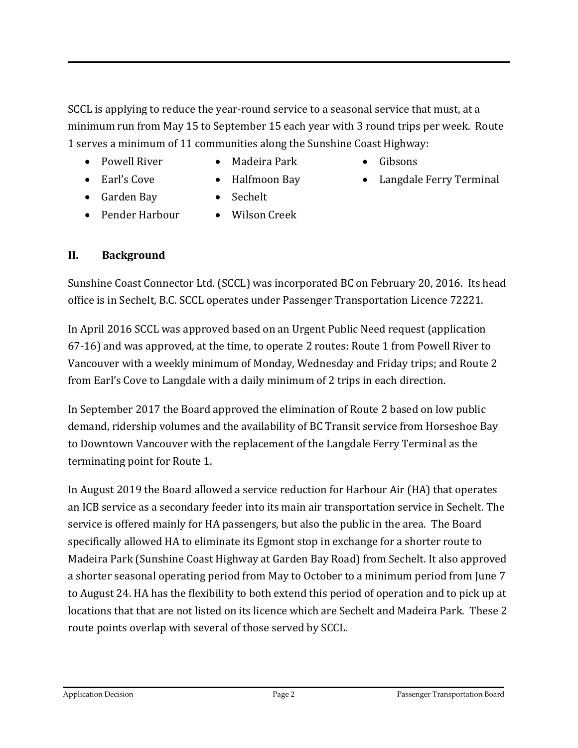SCCL is applying to reduce the year-round service to a seasonal service that must, at a minimum run from May 15 to September 15 each year with 3 round trips per week. Route 1 serves a minimum of 11 communities along the Sunshine Coast Highway:

- Powell River
- Earl's Cove
- Garden Bay
- Pender Harbour
- Madeira Park
- Halfmoon Bay
- Sechelt
- Wilson Creek
- Gibsons
- Langdale Ferry Terminal

## II. Background

Sunshine Coast Connector Ltd. (SCCL) was incorporated BC on February 20, 2016. Its head office is in Sechelt, B.C. SCCL operates under Passenger Transportation Licence 72221.

In April 2016 SCCL was approved based on an Urgent Public Need request (application 67-16) and was approved, at the time, to operate 2 routes: Route 1 from Powell River to Vancouver with a weekly minimum of Monday, Wednesday and Friday trips; and Route 2 from Earl's Cove to Langdale with a daily minimum of 2 trips in each direction.

In September 2017 the Board approved the elimination of Route 2 based on low public demand, ridership volumes and the availability of BC Transit service from Horseshoe Bay to Downtown Vancouver with the replacement of the Langdale Ferry Terminal as the terminating point for Route 1.

In August 2019 the Board allowed a service reduction for Harbour Air (HA) that operates an ICB service as a secondary feeder into its main air transportation service in Sechelt. The service is offered mainly for HA passengers, but also the public in the area. The Board specifically allowed HA to eliminate its Egmont stop in exchange for a shorter route to Madeira Park (Sunshine Coast Highway at Garden Bay Road) from Sechelt. It also approved a shorter seasonal operating period from May to October to a minimum period from June 7 to August 24. HA has the flexibility to both extend this period of operation and to pick up at locations that that are not listed on its licence which are Sechelt and Madeira Park. These 2 route points overlap with several of those served by SCCL.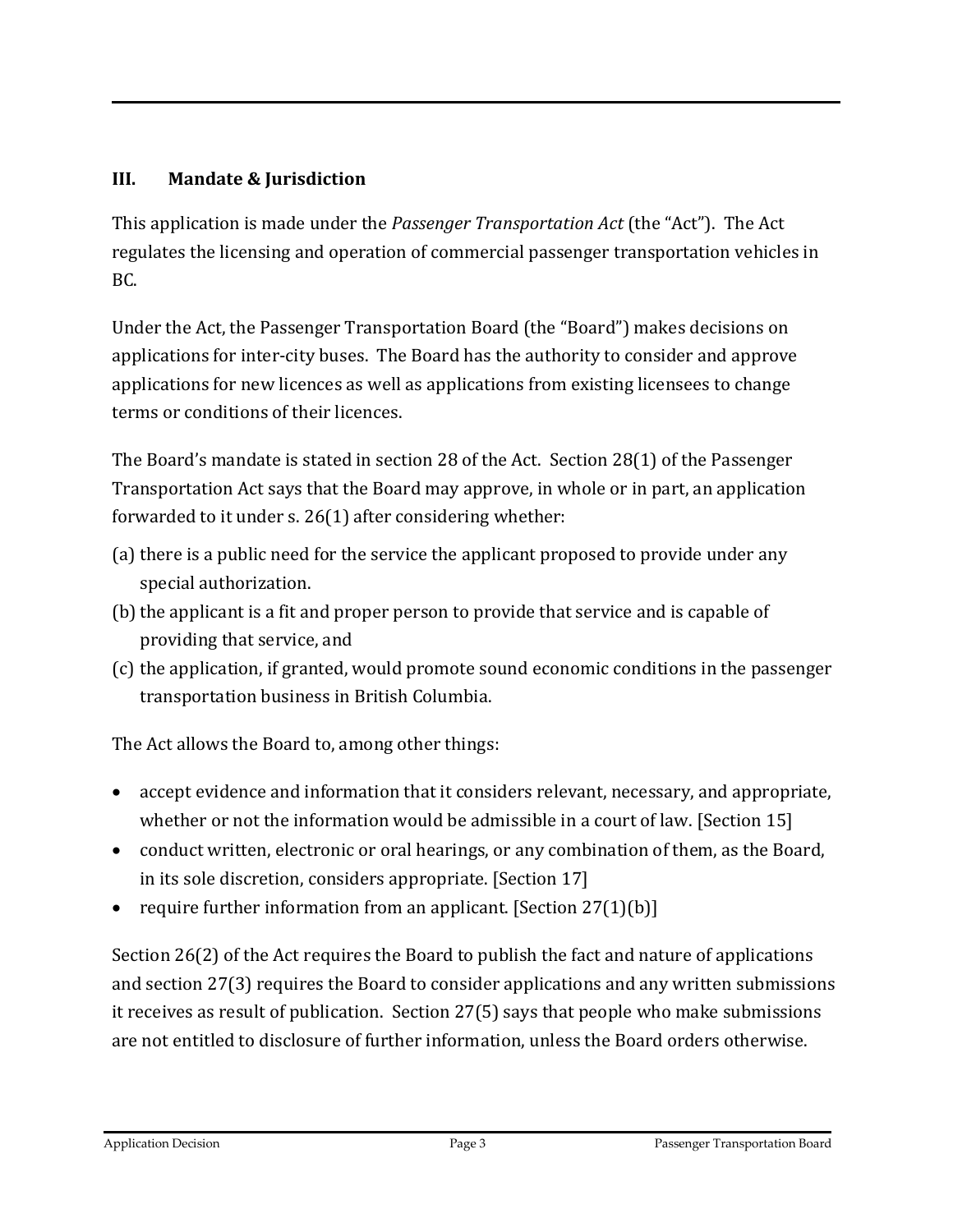## III. Mandate & Jurisdiction

This application is made under the *Passenger Transportation Act* (the "Act"). The Act regulates the licensing and operation of commercial passenger transportation vehicles in BC.

Under the Act, the Passenger Transportation Board (the "Board") makes decisions on applications for inter-city buses. The Board has the authority to consider and approve applications for new licences as well as applications from existing licensees to change terms or conditions of their licences.

The Board's mandate is stated in section 28 of the Act. Section 28(1) of the Passenger Transportation Act says that the Board may approve, in whole or in part, an application forwarded to it under s. 26(1) after considering whether:

(a) there is a public need for the service the applicant proposed to provide under any special authorization.
(b) the applicant is a fit and proper person to provide that service and is capable of providing that service, and
(c) the application, if granted, would promote sound economic conditions in the passenger transportation business in British Columbia.

The Act allows the Board to, among other things:

- accept evidence and information that it considers relevant, necessary, and appropriate, whether or not the information would be admissible in a court of law. [Section 15]
- conduct written, electronic or oral hearings, or any combination of them, as the Board, in its sole discretion, considers appropriate. [Section 17]
- require further information from an applicant. [Section 27(1)(b)]

Section 26(2) of the Act requires the Board to publish the fact and nature of applications and section 27(3) requires the Board to consider applications and any written submissions it receives as result of publication. Section 27(5) says that people who make submissions are not entitled to disclosure of further information, unless the Board orders otherwise.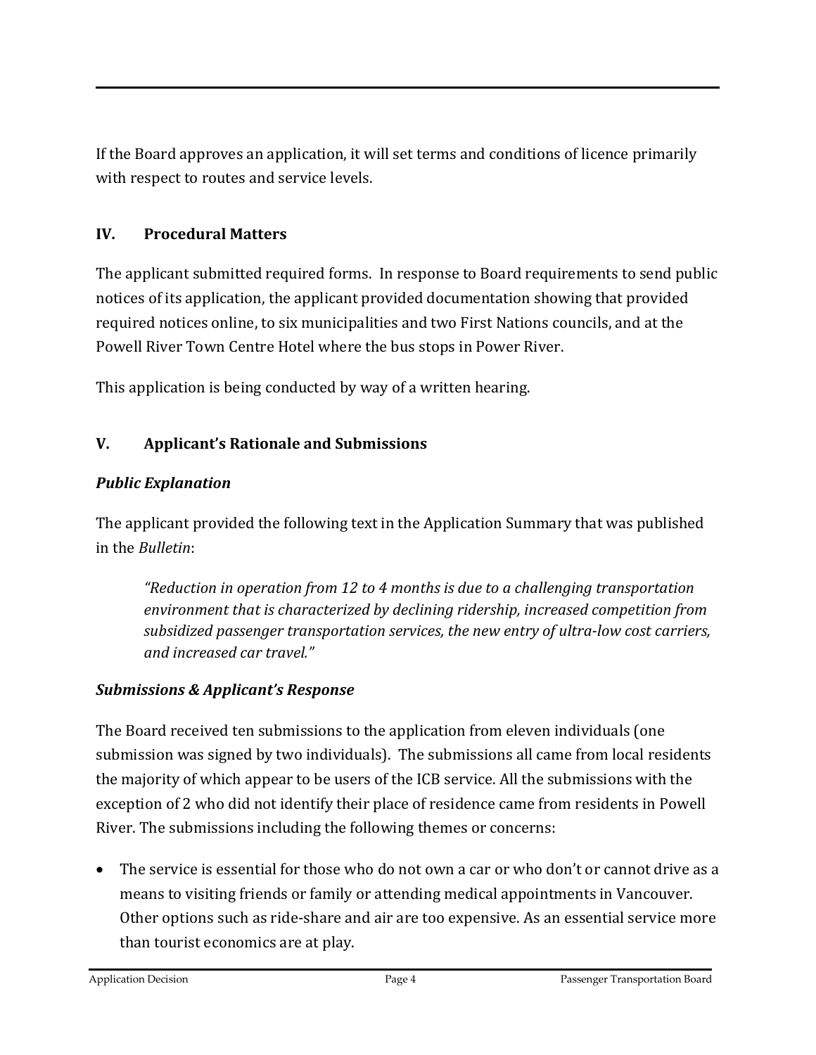If the Board approves an application, it will set terms and conditions of licence primarily with respect to routes and service levels.

## IV. Procedural Matters

The applicant submitted required forms. In response to Board requirements to send public notices of its application, the applicant provided documentation showing that provided required notices online, to six municipalities and two First Nations councils, and at the Powell River Town Centre Hotel where the bus stops in Power River.

This application is being conducted by way of a written hearing.

## V. Applicant's Rationale and Submissions

### *Public Explanation*

The applicant provided the following text in the Application Summary that was published in the *Bulletin*:

> *"Reduction in operation from 12 to 4 months is due to a challenging transportation environment that is characterized by declining ridership, increased competition from subsidized passenger transportation services, the new entry of ultra-low cost carriers, and increased car travel."*

### *Submissions & Applicant's Response*

The Board received ten submissions to the application from eleven individuals (one submission was signed by two individuals). The submissions all came from local residents the majority of which appear to be users of the ICB service. All the submissions with the exception of 2 who did not identify their place of residence came from residents in Powell River. The submissions including the following themes or concerns:

- The service is essential for those who do not own a car or who don't or cannot drive as a means to visiting friends or family or attending medical appointments in Vancouver. Other options such as ride-share and air are too expensive. As an essential service more than tourist economics are at play.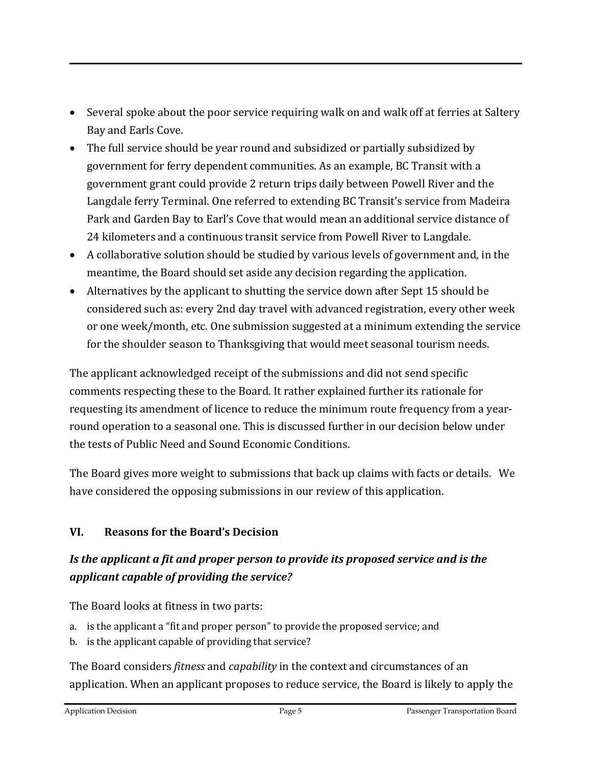- Several spoke about the poor service requiring walk on and walk off at ferries at Saltery Bay and Earls Cove.
- The full service should be year round and subsidized or partially subsidized by government for ferry dependent communities. As an example, BC Transit with a government grant could provide 2 return trips daily between Powell River and the Langdale ferry Terminal. One referred to extending BC Transit's service from Madeira Park and Garden Bay to Earl's Cove that would mean an additional service distance of 24 kilometers and a continuous transit service from Powell River to Langdale.
- A collaborative solution should be studied by various levels of government and, in the meantime, the Board should set aside any decision regarding the application.
- Alternatives by the applicant to shutting the service down after Sept 15 should be considered such as: every 2nd day travel with advanced registration, every other week or one week/month, etc. One submission suggested at a minimum extending the service for the shoulder season to Thanksgiving that would meet seasonal tourism needs.

The applicant acknowledged receipt of the submissions and did not send specific comments respecting these to the Board. It rather explained further its rationale for requesting its amendment of licence to reduce the minimum route frequency from a year-round operation to a seasonal one. This is discussed further in our decision below under the tests of Public Need and Sound Economic Conditions.

The Board gives more weight to submissions that back up claims with facts or details. We have considered the opposing submissions in our review of this application.

## VI. Reasons for the Board's Decision

### *Is the applicant a fit and proper person to provide its proposed service and is the applicant capable of providing the service?*

The Board looks at fitness in two parts:

a. is the applicant a "fit and proper person" to provide the proposed service; and
b. is the applicant capable of providing that service?

The Board considers *fitness* and *capability* in the context and circumstances of an application. When an applicant proposes to reduce service, the Board is likely to apply the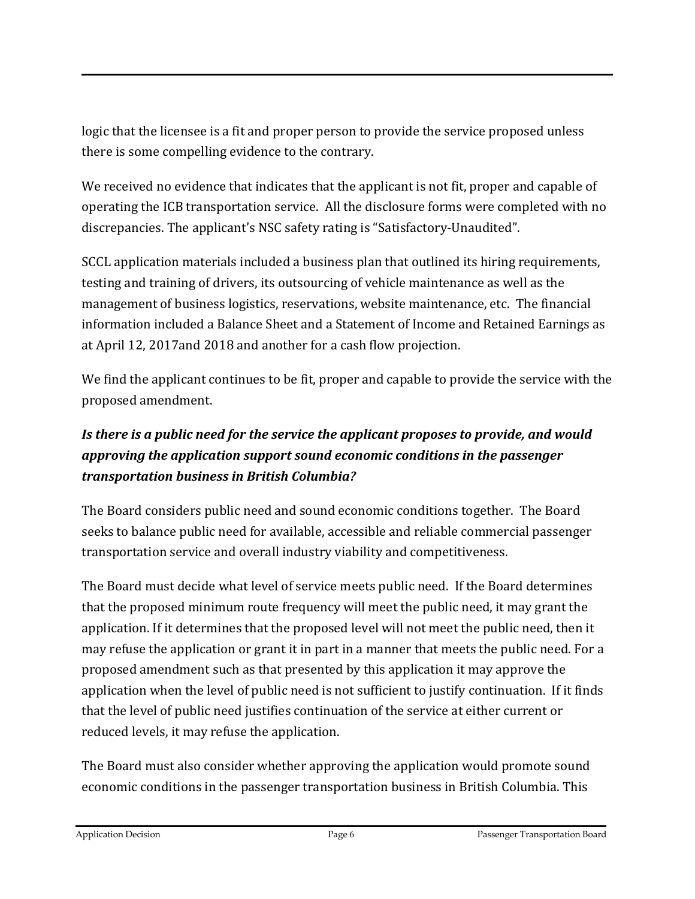logic that the licensee is a fit and proper person to provide the service proposed unless there is some compelling evidence to the contrary.

We received no evidence that indicates that the applicant is not fit, proper and capable of operating the ICB transportation service. All the disclosure forms were completed with no discrepancies. The applicant's NSC safety rating is "Satisfactory-Unaudited".

SCCL application materials included a business plan that outlined its hiring requirements, testing and training of drivers, its outsourcing of vehicle maintenance as well as the management of business logistics, reservations, website maintenance, etc. The financial information included a Balance Sheet and a Statement of Income and Retained Earnings as at April 12, 2017and 2018 and another for a cash flow projection.

We find the applicant continues to be fit, proper and capable to provide the service with the proposed amendment.

### *Is there is a public need for the service the applicant proposes to provide, and would approving the application support sound economic conditions in the passenger transportation business in British Columbia?*

The Board considers public need and sound economic conditions together. The Board seeks to balance public need for available, accessible and reliable commercial passenger transportation service and overall industry viability and competitiveness.

The Board must decide what level of service meets public need. If the Board determines that the proposed minimum route frequency will meet the public need, it may grant the application. If it determines that the proposed level will not meet the public need, then it may refuse the application or grant it in part in a manner that meets the public need. For a proposed amendment such as that presented by this application it may approve the application when the level of public need is not sufficient to justify continuation. If it finds that the level of public need justifies continuation of the service at either current or reduced levels, it may refuse the application.

The Board must also consider whether approving the application would promote sound economic conditions in the passenger transportation business in British Columbia. This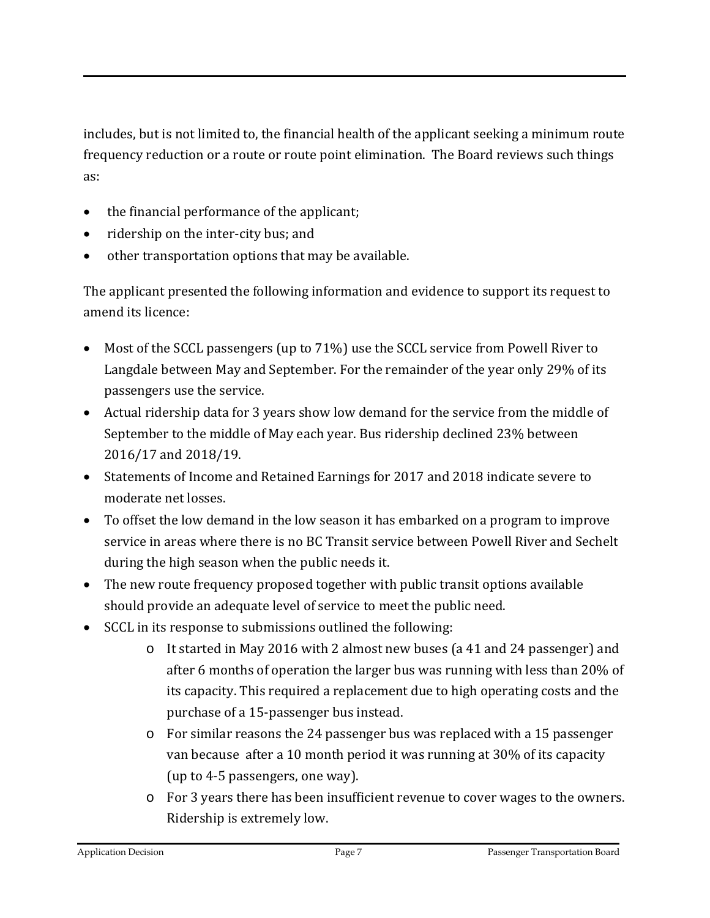includes, but is not limited to, the financial health of the applicant seeking a minimum route frequency reduction or a route or route point elimination. The Board reviews such things as:

- the financial performance of the applicant;
- ridership on the inter-city bus; and
- other transportation options that may be available.

The applicant presented the following information and evidence to support its request to amend its licence:

- Most of the SCCL passengers (up to 71%) use the SCCL service from Powell River to Langdale between May and September. For the remainder of the year only 29% of its passengers use the service.
- Actual ridership data for 3 years show low demand for the service from the middle of September to the middle of May each year. Bus ridership declined 23% between 2016/17 and 2018/19.
- Statements of Income and Retained Earnings for 2017 and 2018 indicate severe to moderate net losses.
- To offset the low demand in the low season it has embarked on a program to improve service in areas where there is no BC Transit service between Powell River and Sechelt during the high season when the public needs it.
- The new route frequency proposed together with public transit options available should provide an adequate level of service to meet the public need.
- SCCL in its response to submissions outlined the following:
  - It started in May 2016 with 2 almost new buses (a 41 and 24 passenger) and after 6 months of operation the larger bus was running with less than 20% of its capacity. This required a replacement due to high operating costs and the purchase of a 15-passenger bus instead.
  - For similar reasons the 24 passenger bus was replaced with a 15 passenger van because after a 10 month period it was running at 30% of its capacity (up to 4-5 passengers, one way).
  - For 3 years there has been insufficient revenue to cover wages to the owners. Ridership is extremely low.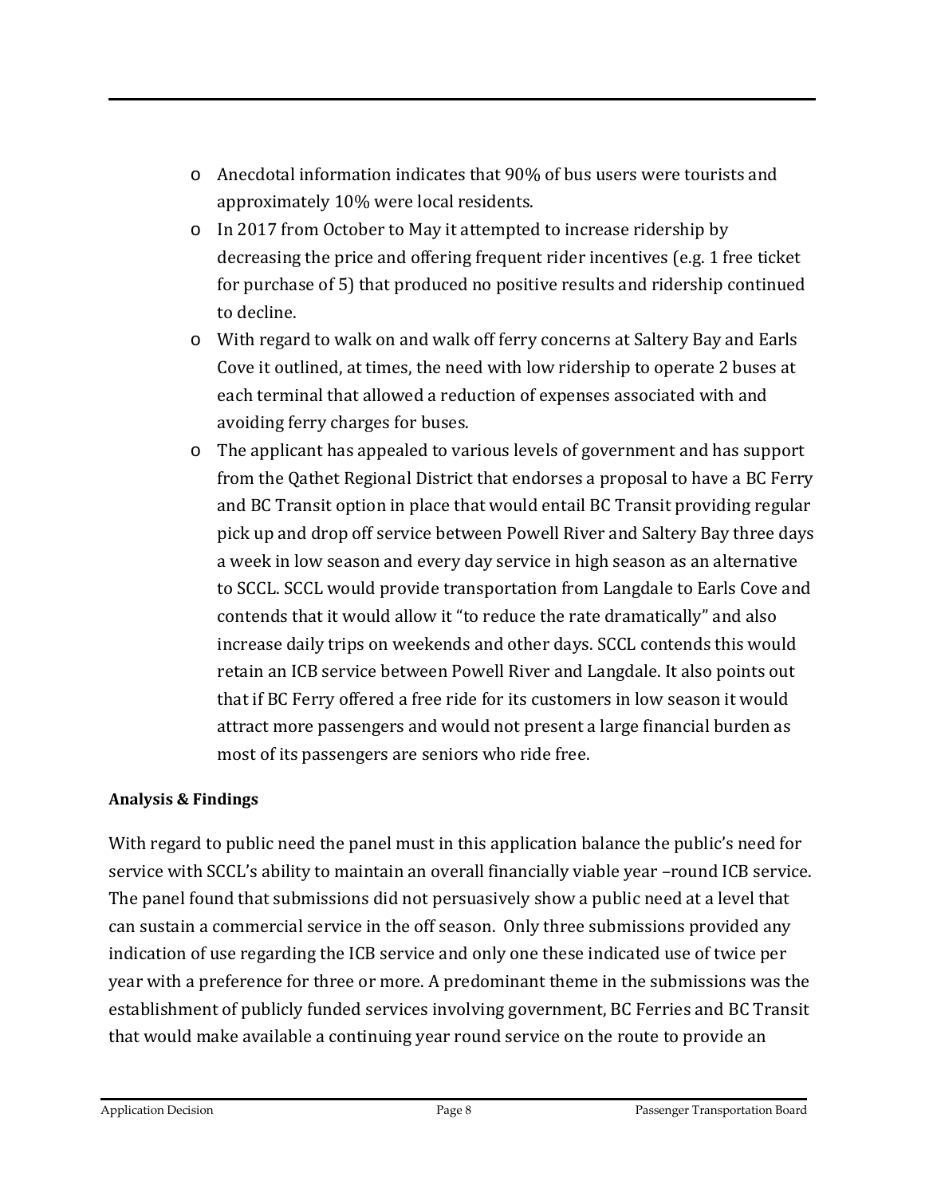- Anecdotal information indicates that 90% of bus users were tourists and approximately 10% were local residents.
- In 2017 from October to May it attempted to increase ridership by decreasing the price and offering frequent rider incentives (e.g. 1 free ticket for purchase of 5) that produced no positive results and ridership continued to decline.
- With regard to walk on and walk off ferry concerns at Saltery Bay and Earls Cove it outlined, at times, the need with low ridership to operate 2 buses at each terminal that allowed a reduction of expenses associated with and avoiding ferry charges for buses.
- The applicant has appealed to various levels of government and has support from the Qathet Regional District that endorses a proposal to have a BC Ferry and BC Transit option in place that would entail BC Transit providing regular pick up and drop off service between Powell River and Saltery Bay three days a week in low season and every day service in high season as an alternative to SCCL. SCCL would provide transportation from Langdale to Earls Cove and contends that it would allow it "to reduce the rate dramatically" and also increase daily trips on weekends and other days. SCCL contends this would retain an ICB service between Powell River and Langdale. It also points out that if BC Ferry offered a free ride for its customers in low season it would attract more passengers and would not present a large financial burden as most of its passengers are seniors who ride free.

**Analysis & Findings**

With regard to public need the panel must in this application balance the public's need for service with SCCL's ability to maintain an overall financially viable year –round ICB service. The panel found that submissions did not persuasively show a public need at a level that can sustain a commercial service in the off season. Only three submissions provided any indication of use regarding the ICB service and only one these indicated use of twice per year with a preference for three or more. A predominant theme in the submissions was the establishment of publicly funded services involving government, BC Ferries and BC Transit that would make available a continuing year round service on the route to provide an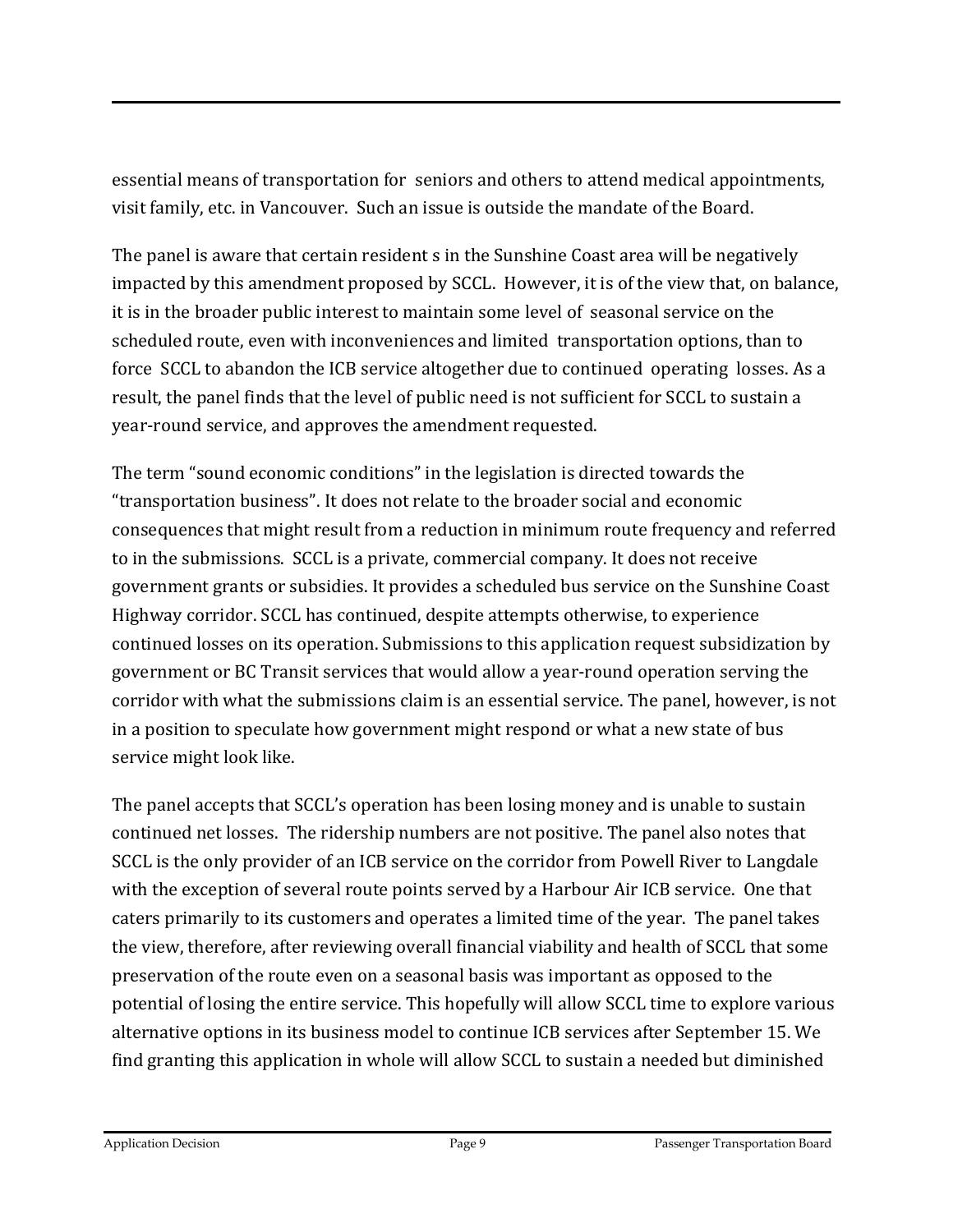essential means of transportation for seniors and others to attend medical appointments, visit family, etc. in Vancouver. Such an issue is outside the mandate of the Board.

The panel is aware that certain resident s in the Sunshine Coast area will be negatively impacted by this amendment proposed by SCCL. However, it is of the view that, on balance, it is in the broader public interest to maintain some level of seasonal service on the scheduled route, even with inconveniences and limited transportation options, than to force SCCL to abandon the ICB service altogether due to continued operating losses. As a result, the panel finds that the level of public need is not sufficient for SCCL to sustain a year-round service, and approves the amendment requested.

The term "sound economic conditions" in the legislation is directed towards the "transportation business". It does not relate to the broader social and economic consequences that might result from a reduction in minimum route frequency and referred to in the submissions. SCCL is a private, commercial company. It does not receive government grants or subsidies. It provides a scheduled bus service on the Sunshine Coast Highway corridor. SCCL has continued, despite attempts otherwise, to experience continued losses on its operation. Submissions to this application request subsidization by government or BC Transit services that would allow a year-round operation serving the corridor with what the submissions claim is an essential service. The panel, however, is not in a position to speculate how government might respond or what a new state of bus service might look like.

The panel accepts that SCCL's operation has been losing money and is unable to sustain continued net losses. The ridership numbers are not positive. The panel also notes that SCCL is the only provider of an ICB service on the corridor from Powell River to Langdale with the exception of several route points served by a Harbour Air ICB service. One that caters primarily to its customers and operates a limited time of the year. The panel takes the view, therefore, after reviewing overall financial viability and health of SCCL that some preservation of the route even on a seasonal basis was important as opposed to the potential of losing the entire service. This hopefully will allow SCCL time to explore various alternative options in its business model to continue ICB services after September 15. We find granting this application in whole will allow SCCL to sustain a needed but diminished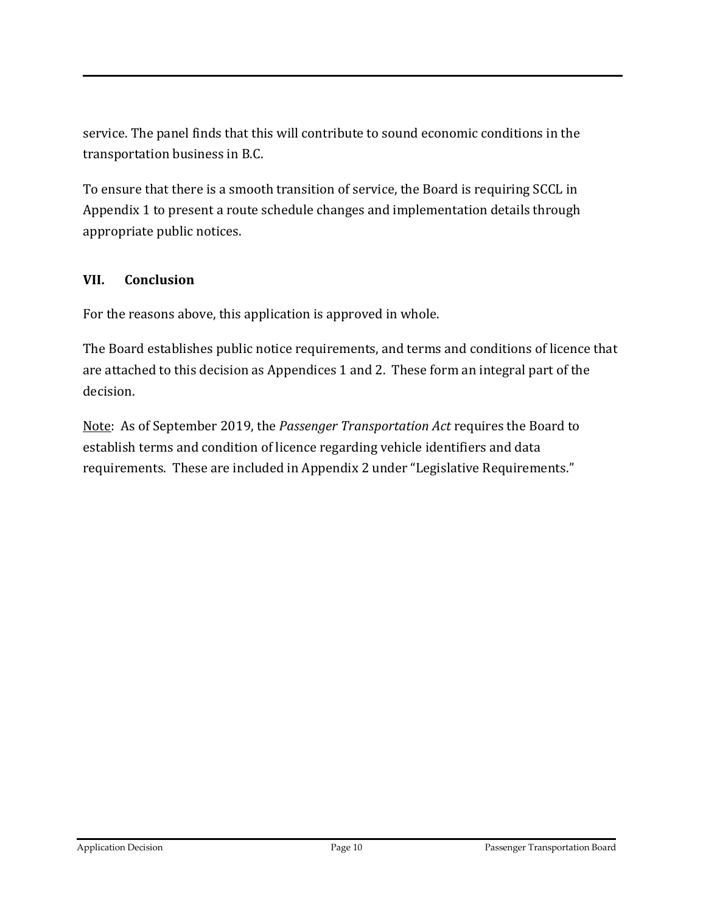service. The panel finds that this will contribute to sound economic conditions in the transportation business in B.C.

To ensure that there is a smooth transition of service, the Board is requiring SCCL in Appendix 1 to present a route schedule changes and implementation details through appropriate public notices.

## VII. Conclusion

For the reasons above, this application is approved in whole.

The Board establishes public notice requirements, and terms and conditions of licence that are attached to this decision as Appendices 1 and 2. These form an integral part of the decision.

<u>Note</u>: As of September 2019, the *Passenger Transportation Act* requires the Board to establish terms and condition of licence regarding vehicle identifiers and data requirements. These are included in Appendix 2 under "Legislative Requirements."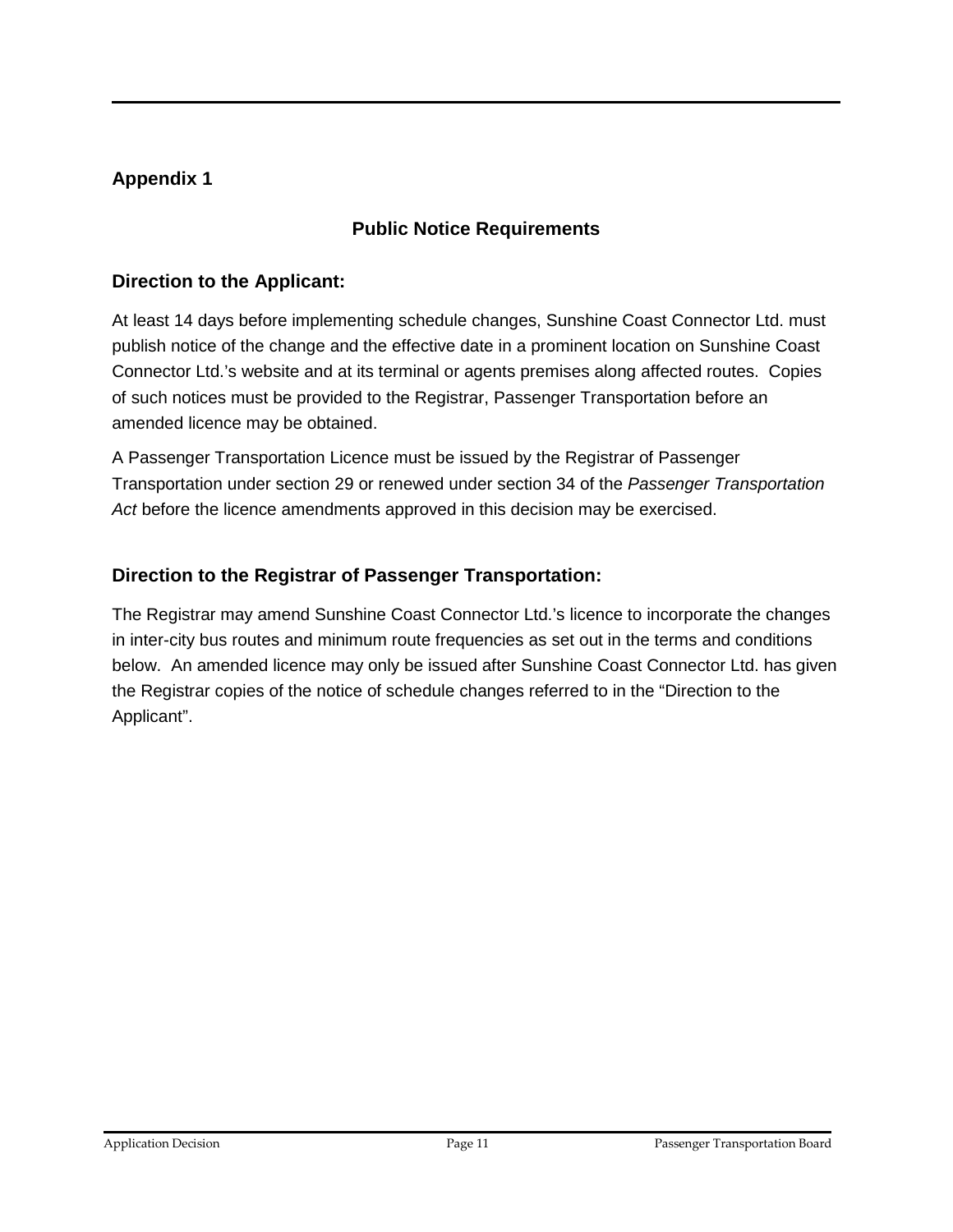## Appendix 1

### Public Notice Requirements

### Direction to the Applicant:

At least 14 days before implementing schedule changes, Sunshine Coast Connector Ltd. must publish notice of the change and the effective date in a prominent location on Sunshine Coast Connector Ltd.'s website and at its terminal or agents premises along affected routes. Copies of such notices must be provided to the Registrar, Passenger Transportation before an amended licence may be obtained.

A Passenger Transportation Licence must be issued by the Registrar of Passenger Transportation under section 29 or renewed under section 34 of the *Passenger Transportation Act* before the licence amendments approved in this decision may be exercised.

### Direction to the Registrar of Passenger Transportation:

The Registrar may amend Sunshine Coast Connector Ltd.'s licence to incorporate the changes in inter-city bus routes and minimum route frequencies as set out in the terms and conditions below. An amended licence may only be issued after Sunshine Coast Connector Ltd. has given the Registrar copies of the notice of schedule changes referred to in the "Direction to the Applicant".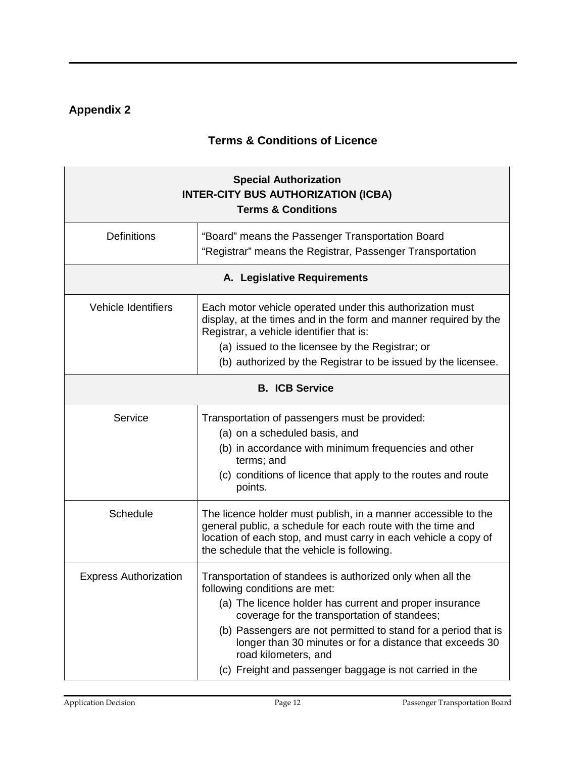## Appendix 2

### Terms & Conditions of Licence

| Special Authorization<br>INTER-CITY BUS AUTHORIZATION (ICBA)<br>Terms & Conditions | |
|---|---|
| Definitions | “Board” means the Passenger Transportation Board<br>“Registrar” means the Registrar, Passenger Transportation |
| **A. Legislative Requirements** | |
| Vehicle Identifiers | Each motor vehicle operated under this authorization must display, at the times and in the form and manner required by the Registrar, a vehicle identifier that is:<br>(a) issued to the licensee by the Registrar; or<br>(b) authorized by the Registrar to be issued by the licensee. |
| **B. ICB Service** | |
| Service | Transportation of passengers must be provided:<br>(a) on a scheduled basis, and<br>(b) in accordance with minimum frequencies and other terms; and<br>(c) conditions of licence that apply to the routes and route points. |
| Schedule | The licence holder must publish, in a manner accessible to the general public, a schedule for each route with the time and location of each stop, and must carry in each vehicle a copy of the schedule that the vehicle is following. |
| Express Authorization | Transportation of standees is authorized only when all the following conditions are met:<br>(a) The licence holder has current and proper insurance coverage for the transportation of standees;<br>(b) Passengers are not permitted to stand for a period that is longer than 30 minutes or for a distance that exceeds 30 road kilometers, and<br>(c) Freight and passenger baggage is not carried in the |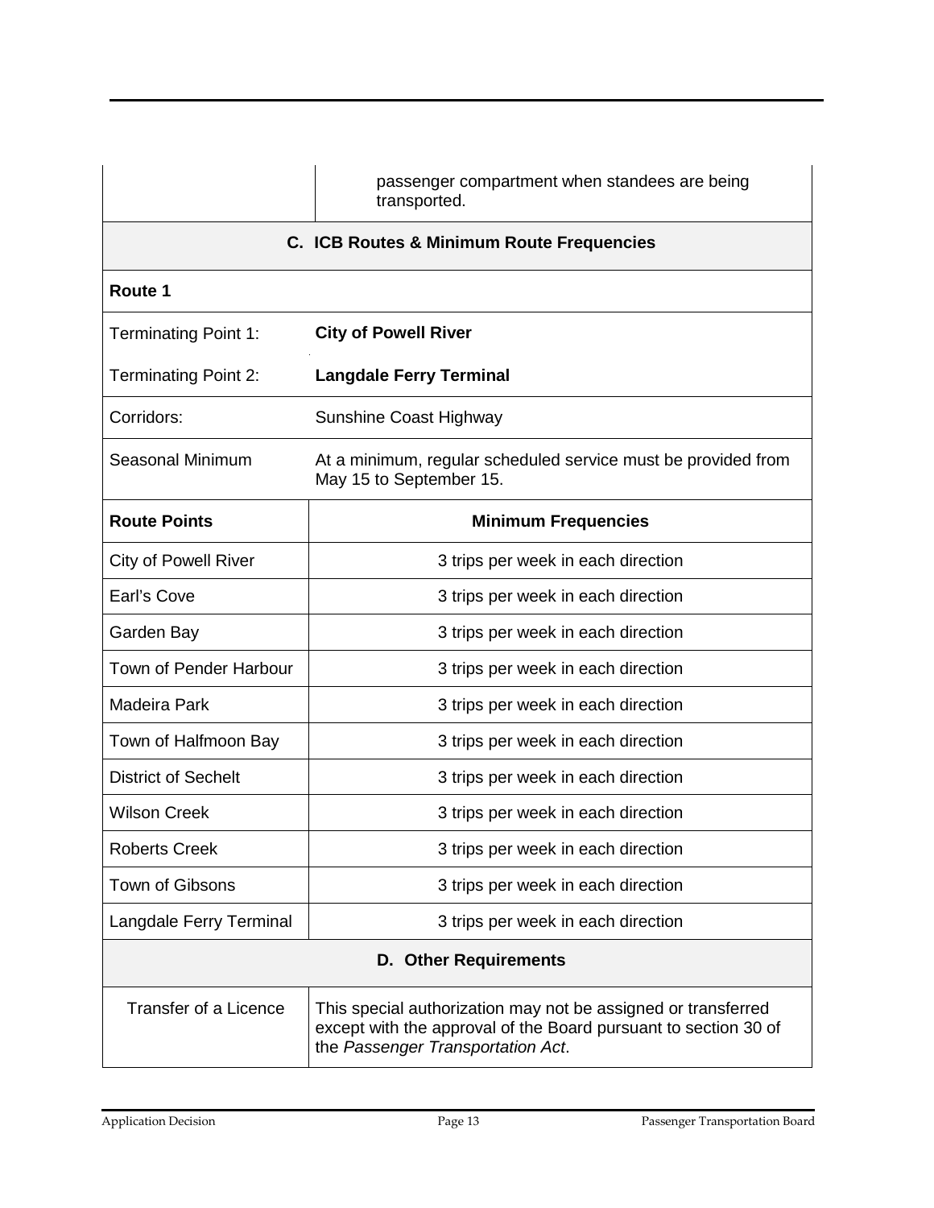| | |
|---|---|
| | passenger compartment when standees are being transported. |
| **C. ICB Routes & Minimum Route Frequencies** | |
| **Route 1** | |
| Terminating Point 1: | **City of Powell River** |
| Terminating Point 2: | **Langdale Ferry Terminal** |
| Corridors: | Sunshine Coast Highway |
| Seasonal Minimum | At a minimum, regular scheduled service must be provided from May 15 to September 15. |
| **Route Points** | **Minimum Frequencies** |
| City of Powell River | 3 trips per week in each direction |
| Earl's Cove | 3 trips per week in each direction |
| Garden Bay | 3 trips per week in each direction |
| Town of Pender Harbour | 3 trips per week in each direction |
| Madeira Park | 3 trips per week in each direction |
| Town of Halfmoon Bay | 3 trips per week in each direction |
| District of Sechelt | 3 trips per week in each direction |
| Wilson Creek | 3 trips per week in each direction |
| Roberts Creek | 3 trips per week in each direction |
| Town of Gibsons | 3 trips per week in each direction |
| Langdale Ferry Terminal | 3 trips per week in each direction |
| **D. Other Requirements** | |
| Transfer of a Licence | This special authorization may not be assigned or transferred except with the approval of the Board pursuant to section 30 of the *Passenger Transportation Act*. |